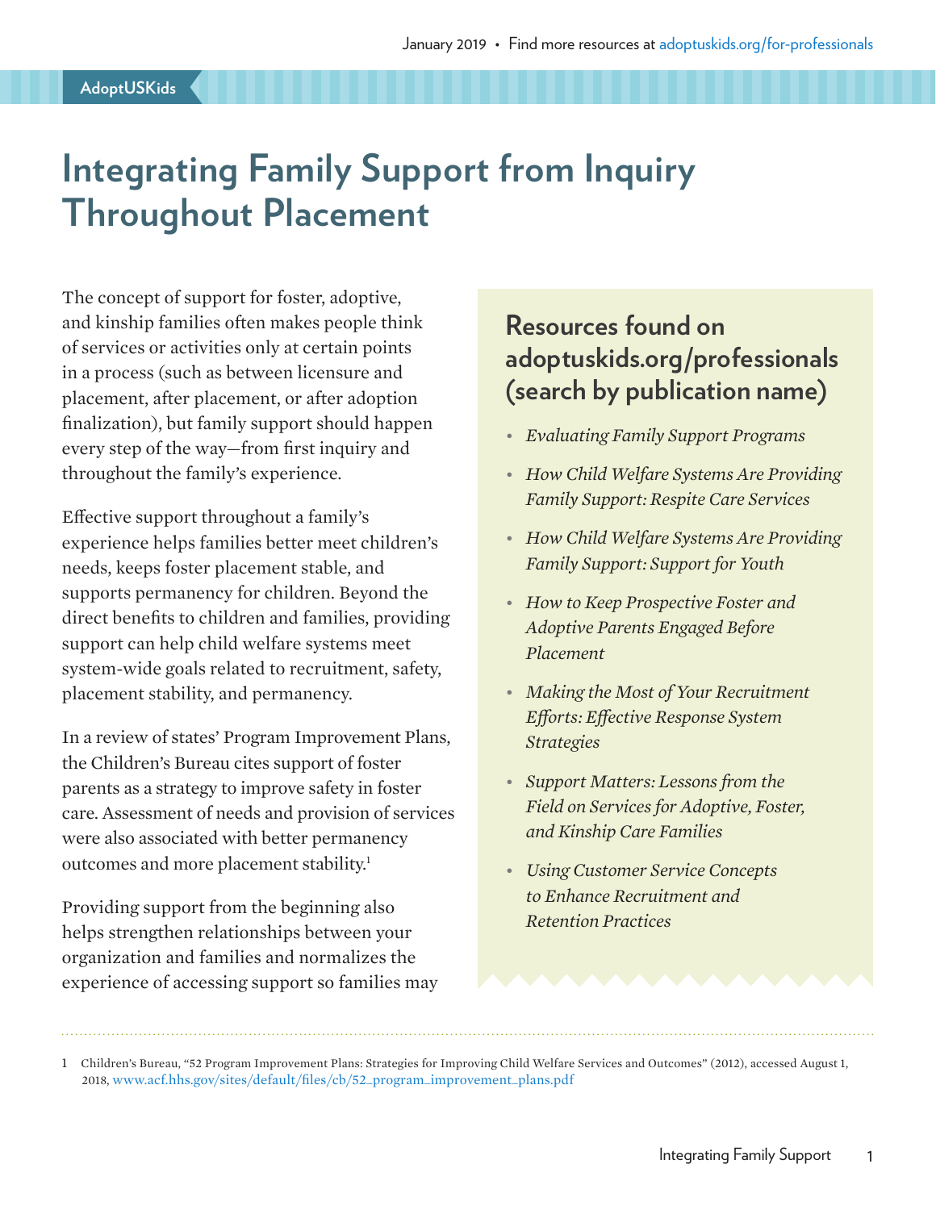# Integrating Family Support from Inquiry Throughout Placement

The concept of support for foster, adoptive, and kinship families often makes people think of services or activities only at certain points in a process (such as between licensure and placement, after placement, or after adoption finalization), but family support should happen every step of the way—from first inquiry and throughout the family's experience.

Effective support throughout a family's experience helps families better meet children's needs, keeps foster placement stable, and supports permanency for children. Beyond the direct benefits to children and families, providing support can help child welfare systems meet system-wide goals related to recruitment, safety, placement stability, and permanency.

In a review of states' Program Improvement Plans, the Children's Bureau cites support of foster parents as a strategy to improve safety in foster care. Assessment of needs and provision of services were also associated with better permanency outcomes and more placement stability.[1]

Providing support from the beginning also helps strengthen relationships between your organization and families and normalizes the experience of accessing support so families may

## Resources found on adoptuskids.org/professionals (search by publication name)

- *Evaluating Family Support Programs*
- *How Child Welfare Systems Are Providing Family Support: Respite Care Services*
- *How Child Welfare Systems Are Providing Family Support: Support for Youth*
- *How to Keep Prospective Foster and Adoptive Parents Engaged Before Placement*
- *Making the Most of Your Recruitment Efforts: Effective Response System Strategies*
- *Support Matters: Lessons from the Field on Services for Adoptive, Foster, and Kinship Care Families*
- *Using Customer Service Concepts to Enhance Recruitment and Retention Practices*

1 Children's Bureau, "52 Program Improvement Plans: Strategies for Improving Child Welfare Services and Outcomes" (2012), accessed August 1, 2018, www.acf.hhs.gov/sites/default/files/cb/52_program_improvement_plans.pdf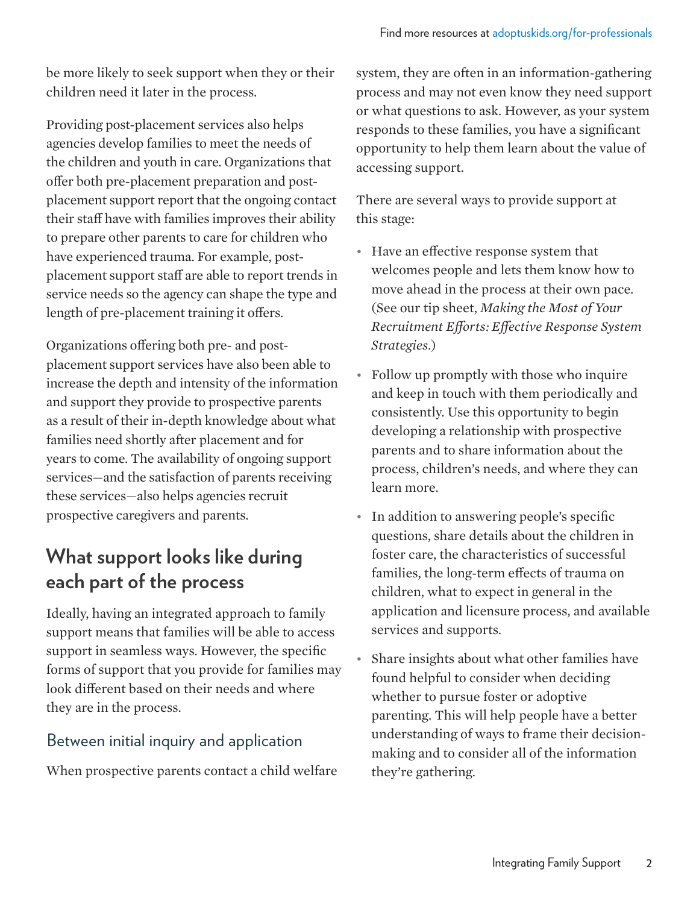be more likely to seek support when they or their children need it later in the process.

Providing post-placement services also helps agencies develop families to meet the needs of the children and youth in care. Organizations that offer both pre-placement preparation and post-placement support report that the ongoing contact their staff have with families improves their ability to prepare other parents to care for children who have experienced trauma. For example, post-placement support staff are able to report trends in service needs so the agency can shape the type and length of pre-placement training it offers.

Organizations offering both pre- and post-placement support services have also been able to increase the depth and intensity of the information and support they provide to prospective parents as a result of their in-depth knowledge about what families need shortly after placement and for years to come. The availability of ongoing support services—and the satisfaction of parents receiving these services—also helps agencies recruit prospective caregivers and parents.

## What support looks like during each part of the process

Ideally, having an integrated approach to family support means that families will be able to access support in seamless ways. However, the specific forms of support that you provide for families may look different based on their needs and where they are in the process.

### Between initial inquiry and application

When prospective parents contact a child welfare system, they are often in an information-gathering process and may not even know they need support or what questions to ask. However, as your system responds to these families, you have a significant opportunity to help them learn about the value of accessing support.

There are several ways to provide support at this stage:

- Have an effective response system that welcomes people and lets them know how to move ahead in the process at their own pace. (See our tip sheet, *Making the Most of Your Recruitment Efforts: Effective Response System Strategies*.)
- Follow up promptly with those who inquire and keep in touch with them periodically and consistently. Use this opportunity to begin developing a relationship with prospective parents and to share information about the process, children's needs, and where they can learn more.
- In addition to answering people's specific questions, share details about the children in foster care, the characteristics of successful families, the long-term effects of trauma on children, what to expect in general in the application and licensure process, and available services and supports.
- Share insights about what other families have found helpful to consider when deciding whether to pursue foster or adoptive parenting. This will help people have a better understanding of ways to frame their decision-making and to consider all of the information they're gathering.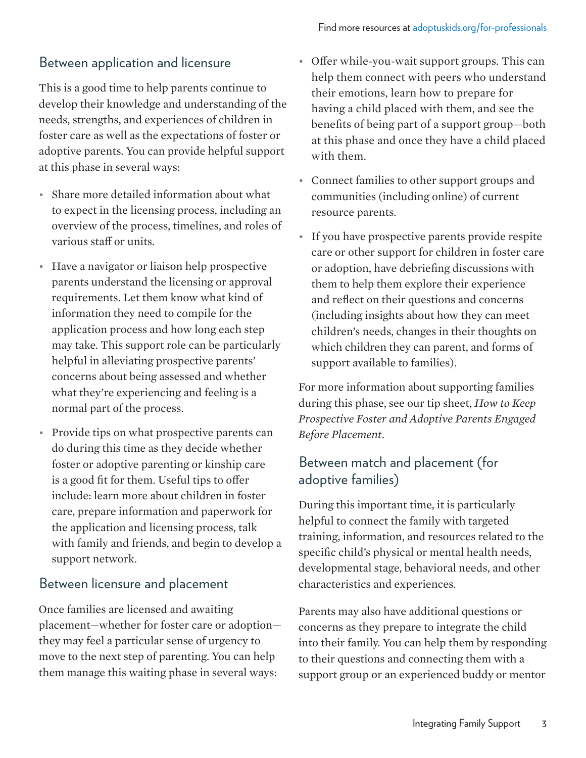## Between application and licensure

This is a good time to help parents continue to develop their knowledge and understanding of the needs, strengths, and experiences of children in foster care as well as the expectations of foster or adoptive parents. You can provide helpful support at this phase in several ways:

- Share more detailed information about what to expect in the licensing process, including an overview of the process, timelines, and roles of various staff or units.
- Have a navigator or liaison help prospective parents understand the licensing or approval requirements. Let them know what kind of information they need to compile for the application process and how long each step may take. This support role can be particularly helpful in alleviating prospective parents' concerns about being assessed and whether what they're experiencing and feeling is a normal part of the process.
- Provide tips on what prospective parents can do during this time as they decide whether foster or adoptive parenting or kinship care is a good fit for them. Useful tips to offer include: learn more about children in foster care, prepare information and paperwork for the application and licensing process, talk with family and friends, and begin to develop a support network.

## Between licensure and placement

Once families are licensed and awaiting placement—whether for foster care or adoption—they may feel a particular sense of urgency to move to the next step of parenting. You can help them manage this waiting phase in several ways:

- Offer while-you-wait support groups. This can help them connect with peers who understand their emotions, learn how to prepare for having a child placed with them, and see the benefits of being part of a support group—both at this phase and once they have a child placed with them.
- Connect families to other support groups and communities (including online) of current resource parents.
- If you have prospective parents provide respite care or other support for children in foster care or adoption, have debriefing discussions with them to help them explore their experience and reflect on their questions and concerns (including insights about how they can meet children's needs, changes in their thoughts on which children they can parent, and forms of support available to families).

For more information about supporting families during this phase, see our tip sheet, *How to Keep Prospective Foster and Adoptive Parents Engaged Before Placement*.

## Between match and placement (for adoptive families)

During this important time, it is particularly helpful to connect the family with targeted training, information, and resources related to the specific child's physical or mental health needs, developmental stage, behavioral needs, and other characteristics and experiences.

Parents may also have additional questions or concerns as they prepare to integrate the child into their family. You can help them by responding to their questions and connecting them with a support group or an experienced buddy or mentor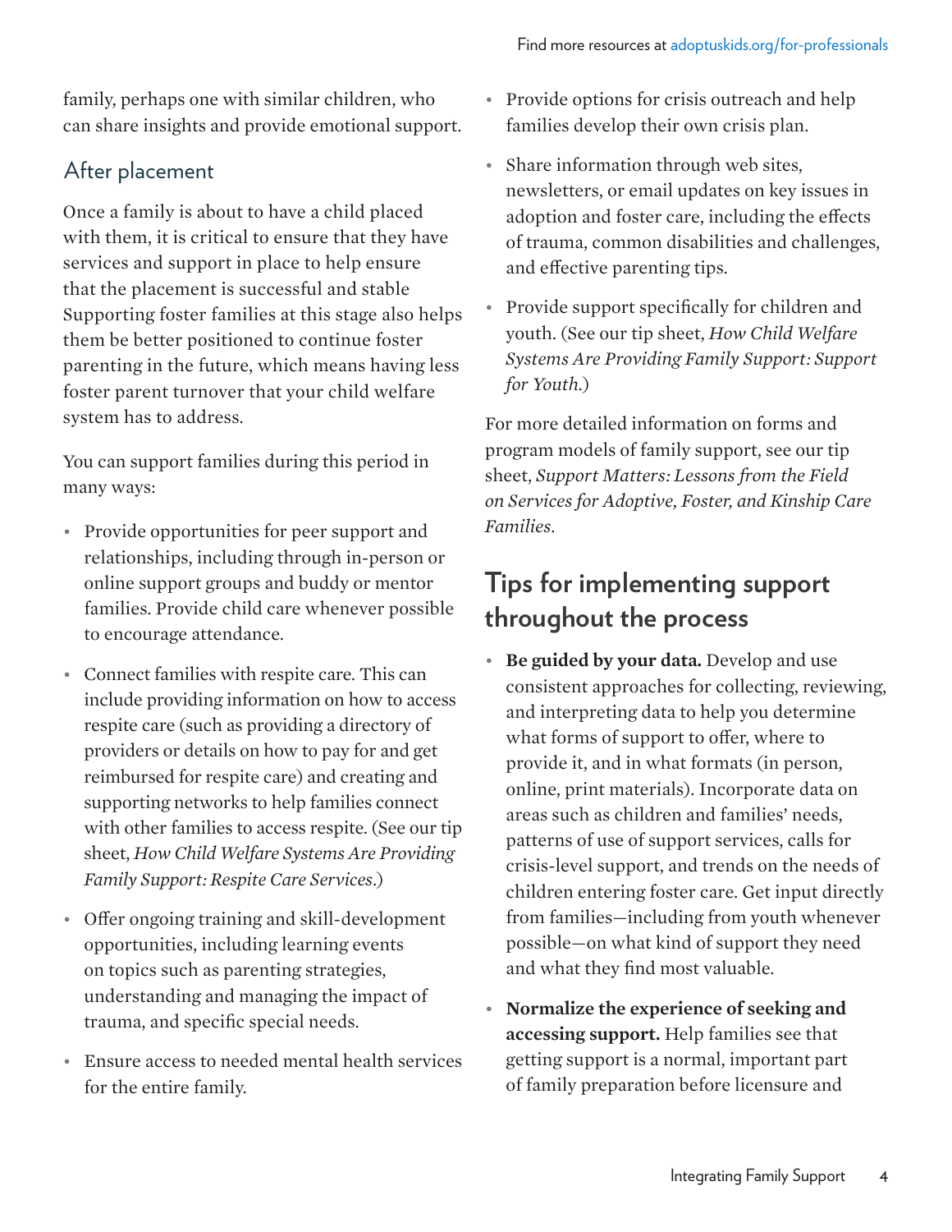family, perhaps one with similar children, who can share insights and provide emotional support.

### After placement

Once a family is about to have a child placed with them, it is critical to ensure that they have services and support in place to help ensure that the placement is successful and stable Supporting foster families at this stage also helps them be better positioned to continue foster parenting in the future, which means having less foster parent turnover that your child welfare system has to address.

You can support families during this period in many ways:

- Provide opportunities for peer support and relationships, including through in-person or online support groups and buddy or mentor families. Provide child care whenever possible to encourage attendance.
- Connect families with respite care. This can include providing information on how to access respite care (such as providing a directory of providers or details on how to pay for and get reimbursed for respite care) and creating and supporting networks to help families connect with other families to access respite. (See our tip sheet, *How Child Welfare Systems Are Providing Family Support: Respite Care Services*.)
- Offer ongoing training and skill-development opportunities, including learning events on topics such as parenting strategies, understanding and managing the impact of trauma, and specific special needs.
- Ensure access to needed mental health services for the entire family.
- Provide options for crisis outreach and help families develop their own crisis plan.
- Share information through web sites, newsletters, or email updates on key issues in adoption and foster care, including the effects of trauma, common disabilities and challenges, and effective parenting tips.
- Provide support specifically for children and youth. (See our tip sheet, *How Child Welfare Systems Are Providing Family Support: Support for Youth*.)

For more detailed information on forms and program models of family support, see our tip sheet, *Support Matters: Lessons from the Field on Services for Adoptive, Foster, and Kinship Care Families*.

## Tips for implementing support throughout the process

- **Be guided by your data.** Develop and use consistent approaches for collecting, reviewing, and interpreting data to help you determine what forms of support to offer, where to provide it, and in what formats (in person, online, print materials). Incorporate data on areas such as children and families' needs, patterns of use of support services, calls for crisis-level support, and trends on the needs of children entering foster care. Get input directly from families—including from youth whenever possible—on what kind of support they need and what they find most valuable.
- **Normalize the experience of seeking and accessing support.** Help families see that getting support is a normal, important part of family preparation before licensure and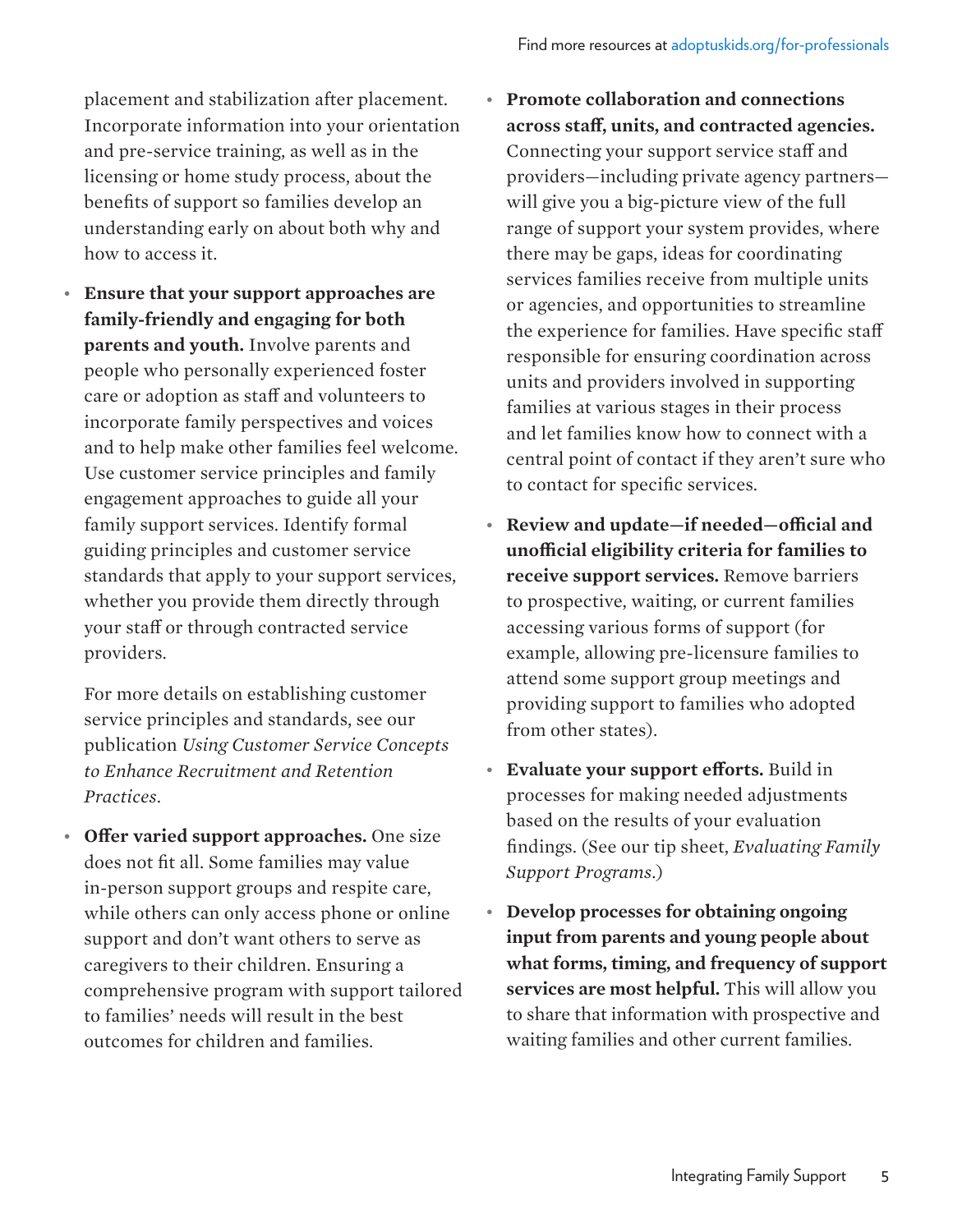placement and stabilization after placement. Incorporate information into your orientation and pre-service training, as well as in the licensing or home study process, about the benefits of support so families develop an understanding early on about both why and how to access it.

- **Ensure that your support approaches are family-friendly and engaging for both parents and youth.** Involve parents and people who personally experienced foster care or adoption as staff and volunteers to incorporate family perspectives and voices and to help make other families feel welcome. Use customer service principles and family engagement approaches to guide all your family support services. Identify formal guiding principles and customer service standards that apply to your support services, whether you provide them directly through your staff or through contracted service providers.

  For more details on establishing customer service principles and standards, see our publication *Using Customer Service Concepts to Enhance Recruitment and Retention Practices*.

- **Offer varied support approaches.** One size does not fit all. Some families may value in-person support groups and respite care, while others can only access phone or online support and don't want others to serve as caregivers to their children. Ensuring a comprehensive program with support tailored to families' needs will result in the best outcomes for children and families.

- **Promote collaboration and connections across staff, units, and contracted agencies.** Connecting your support service staff and providers—including private agency partners—will give you a big-picture view of the full range of support your system provides, where there may be gaps, ideas for coordinating services families receive from multiple units or agencies, and opportunities to streamline the experience for families. Have specific staff responsible for ensuring coordination across units and providers involved in supporting families at various stages in their process and let families know how to connect with a central point of contact if they aren't sure who to contact for specific services.

- **Review and update—if needed—official and unofficial eligibility criteria for families to receive support services.** Remove barriers to prospective, waiting, or current families accessing various forms of support (for example, allowing pre-licensure families to attend some support group meetings and providing support to families who adopted from other states).

- **Evaluate your support efforts.** Build in processes for making needed adjustments based on the results of your evaluation findings. (See our tip sheet, *Evaluating Family Support Programs*.)

- **Develop processes for obtaining ongoing input from parents and young people about what forms, timing, and frequency of support services are most helpful.** This will allow you to share that information with prospective and waiting families and other current families.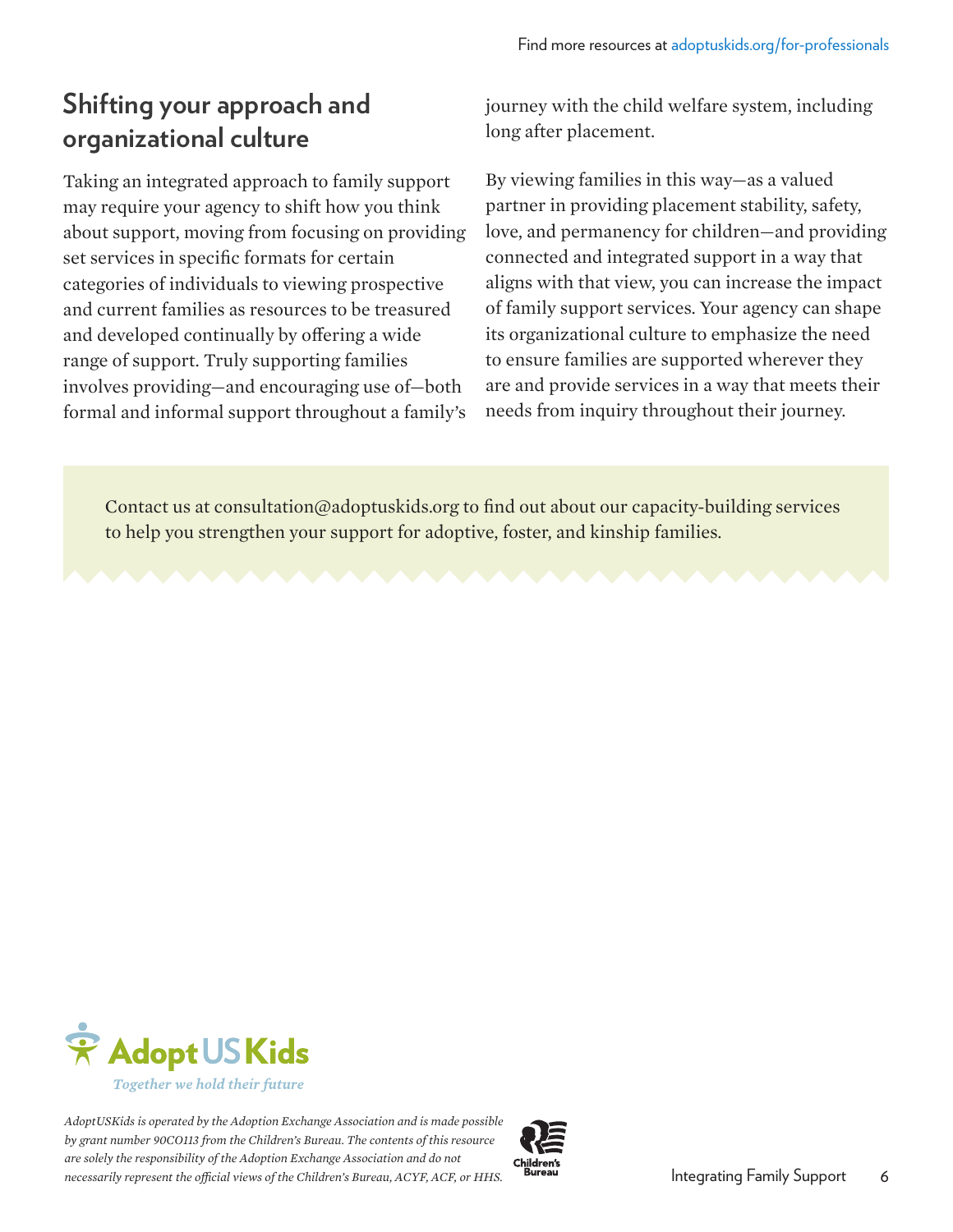## Shifting your approach and organizational culture

Taking an integrated approach to family support may require your agency to shift how you think about support, moving from focusing on providing set services in specific formats for certain categories of individuals to viewing prospective and current families as resources to be treasured and developed continually by offering a wide range of support. Truly supporting families involves providing—and encouraging use of—both formal and informal support throughout a family's journey with the child welfare system, including long after placement.

By viewing families in this way—as a valued partner in providing placement stability, safety, love, and permanency for children—and providing connected and integrated support in a way that aligns with that view, you can increase the impact of family support services. Your agency can shape its organizational culture to emphasize the need to ensure families are supported wherever they are and provide services in a way that meets their needs from inquiry throughout their journey.

Contact us at consultation@adoptuskids.org to find out about our capacity-building services to help you strengthen your support for adoptive, foster, and kinship families.

AdoptUSKids

*Together we hold their future*

*AdoptUSKids is operated by the Adoption Exchange Association and is made possible by grant number 90CO113 from the Children's Bureau. The contents of this resource are solely the responsibility of the Adoption Exchange Association and do not necessarily represent the official views of the Children's Bureau, ACYF, ACF, or HHS.*

Children's Bureau